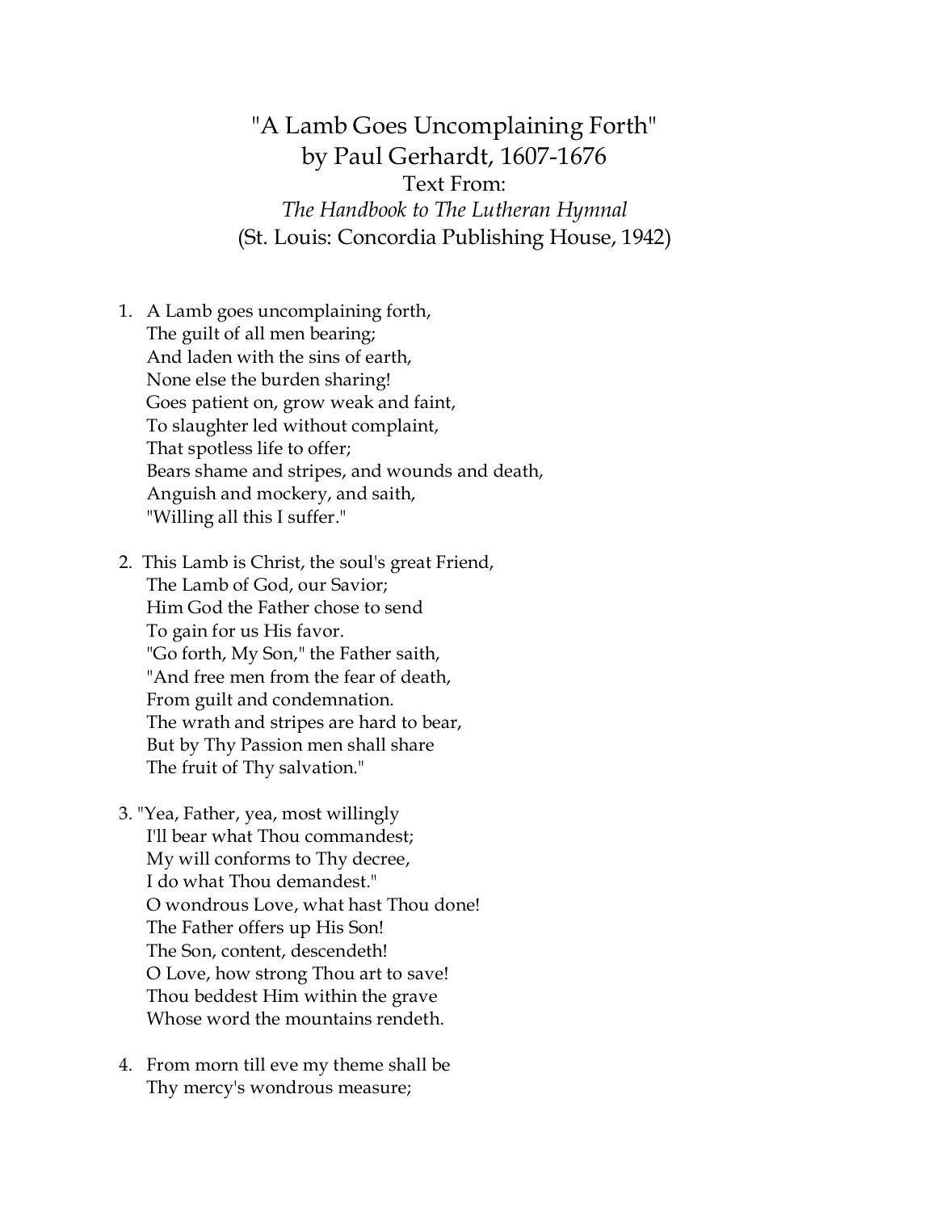# "A Lamb Goes Uncomplaining Forth"
## by Paul Gerhardt, 1607-1676

Text From:
*The Handbook to The Lutheran Hymnal*
(St. Louis: Concordia Publishing House, 1942)

1. A Lamb goes uncomplaining forth,
   The guilt of all men bearing;
   And laden with the sins of earth,
   None else the burden sharing!
   Goes patient on, grow weak and faint,
   To slaughter led without complaint,
   That spotless life to offer;
   Bears shame and stripes, and wounds and death,
   Anguish and mockery, and saith,
   "Willing all this I suffer."

2. This Lamb is Christ, the soul's great Friend,
   The Lamb of God, our Savior;
   Him God the Father chose to send
   To gain for us His favor.
   "Go forth, My Son," the Father saith,
   "And free men from the fear of death,
   From guilt and condemnation.
   The wrath and stripes are hard to bear,
   But by Thy Passion men shall share
   The fruit of Thy salvation."

3. "Yea, Father, yea, most willingly
   I'll bear what Thou commandest;
   My will conforms to Thy decree,
   I do what Thou demandest."
   O wondrous Love, what hast Thou done!
   The Father offers up His Son!
   The Son, content, descendeth!
   O Love, how strong Thou art to save!
   Thou beddest Him within the grave
   Whose word the mountains rendeth.

4. From morn till eve my theme shall be
   Thy mercy's wondrous measure;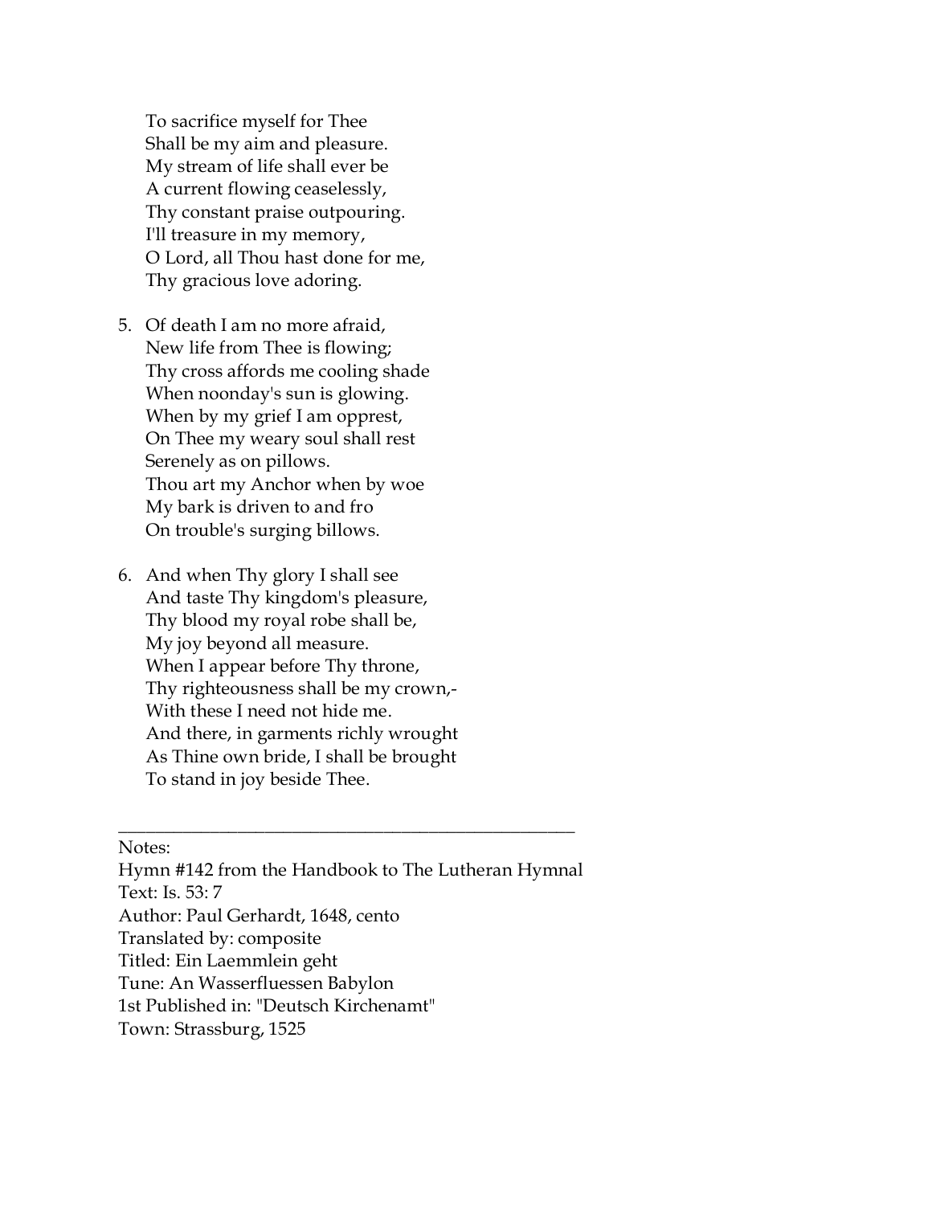To sacrifice myself for Thee
Shall be my aim and pleasure.
My stream of life shall ever be
A current flowing ceaselessly,
Thy constant praise outpouring.
I'll treasure in my memory,
O Lord, all Thou hast done for me,
Thy gracious love adoring.

5. Of death I am no more afraid,
   New life from Thee is flowing;
   Thy cross affords me cooling shade
   When noonday's sun is glowing.
   When by my grief I am opprest,
   On Thee my weary soul shall rest
   Serenely as on pillows.
   Thou art my Anchor when by woe
   My bark is driven to and fro
   On trouble's surging billows.

6. And when Thy glory I shall see
   And taste Thy kingdom's pleasure,
   Thy blood my royal robe shall be,
   My joy beyond all measure.
   When I appear before Thy throne,
   Thy righteousness shall be my crown,-
   With these I need not hide me.
   And there, in garments richly wrought
   As Thine own bride, I shall be brought
   To stand in joy beside Thee.

---

Notes:
Hymn #142 from the Handbook to The Lutheran Hymnal
Text: Is. 53: 7
Author: Paul Gerhardt, 1648, cento
Translated by: composite
Titled: Ein Laemmlein geht
Tune: An Wasserfluessen Babylon
1st Published in: "Deutsch Kirchenamt"
Town: Strassburg, 1525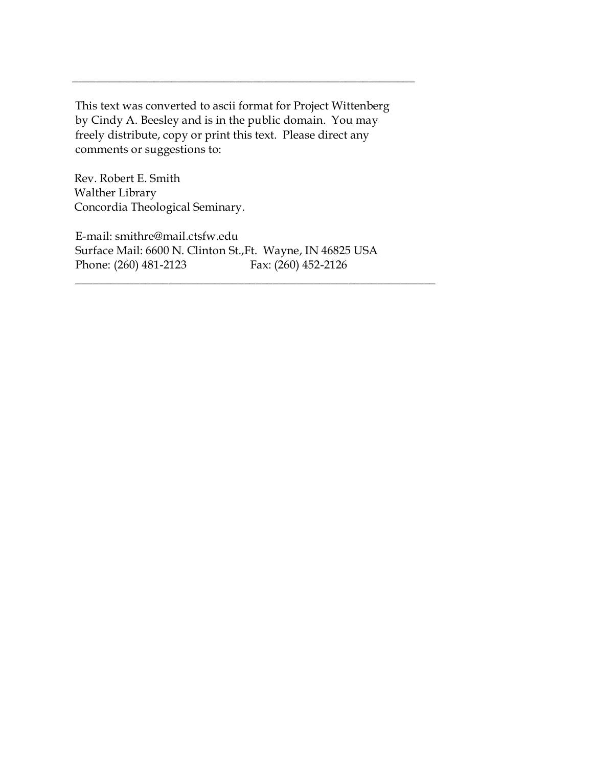---

This text was converted to ascii format for Project Wittenberg by Cindy A. Beesley and is in the public domain. You may freely distribute, copy or print this text. Please direct any comments or suggestions to:

Rev. Robert E. Smith
Walther Library
Concordia Theological Seminary.

E-mail: smithre@mail.ctsfw.edu
Surface Mail: 6600 N. Clinton St.,Ft. Wayne, IN 46825 USA
Phone: (260) 481-2123 Fax: (260) 452-2126

---